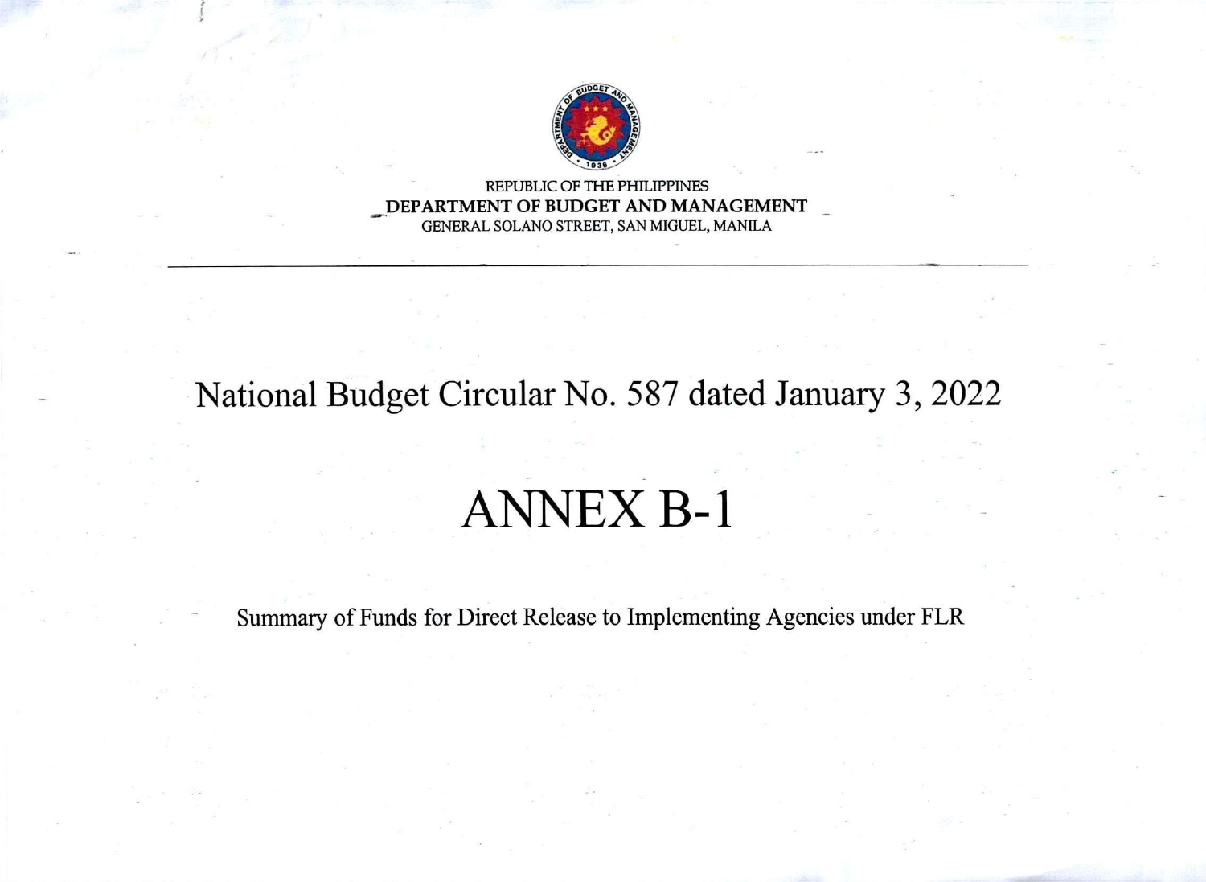REPUBLIC OF THE PHILIPPINES
**DEPARTMENT OF BUDGET AND MANAGEMENT**
GENERAL SOLANO STREET, SAN MIGUEL, MANILA

---

## National Budget Circular No. 587 dated January 3, 2022

# ANNEX B-1

Summary of Funds for Direct Release to Implementing Agencies under FLR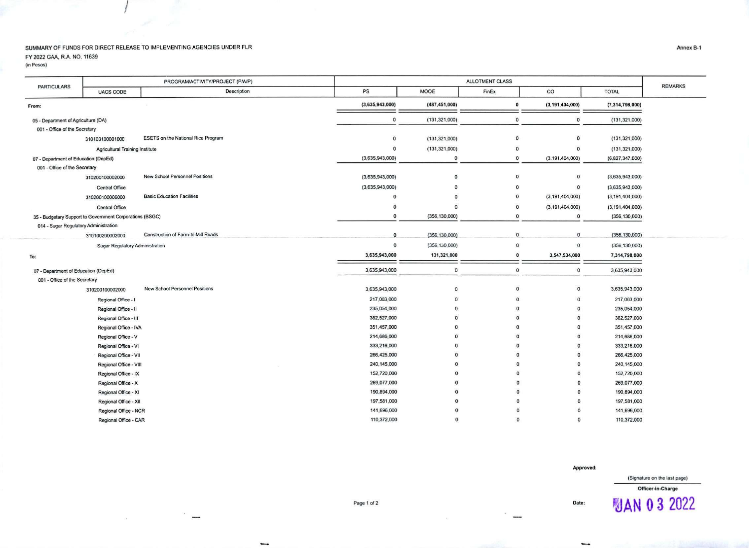SUMMARY OF FUNDS FOR DIRECT RELEASE TO IMPLEMENTING AGENCIES UNDER FLR

FY 2022 GAA, R.A. NO. 11639

(in Pesos)

Annex B-1

| PARTICULARS | PROGRAM/ACTIVITY/PROJECT (P/A/P) | | ALLOTMENT CLASS | | | | | REMARKS |
|---|---|---|---|---|---|---|---|---|
| | UACS CODE | Description | PS | MOOE | FinEx | CO | TOTAL | |
| **From:** | | | **(3,635,943,000)** | **(487,451,000)** | **0** | **(3,191,404,000)** | **(7,314,798,000)** | |
| 05 - Department of Agriculture (DA) | | | 0 | (131,321,000) | 0 | 0 | (131,321,000) | |
| 001 - Office of the Secretary | | | | | | | | |
| | 310103100001000 | ESETS on the National Rice Program | 0 | (131,321,000) | 0 | 0 | (131,321,000) | |
| | Agricultural Training Institute | | 0 | (131,321,000) | 0 | 0 | (131,321,000) | |
| 07 - Department of Education (DepEd) | | | (3,635,943,000) | 0 | 0 | (3,191,404,000) | (6,827,347,000) | |
| 001 - Office of the Secretary | | | | | | | | |
| | 310200100002000 | New School Personnel Positions | (3,635,943,000) | 0 | 0 | 0 | (3,635,943,000) | |
| | Central Office | | (3,635,943,000) | 0 | 0 | 0 | (3,635,943,000) | |
| | 310200100006000 | Basic Education Facilities | 0 | 0 | 0 | (3,191,404,000) | (3,191,404,000) | |
| | Central Office | | 0 | 0 | 0 | (3,191,404,000) | (3,191,404,000) | |
| 35 - Budgetary Support to Government Corporations (BSGC) | | | 0 | (356,130,000) | 0 | 0 | (356,130,000) | |
| 014 - Sugar Regulatory Administration | | | | | | | | |
| | 310100200002000 | Construction of Farm-to-Mill Roads | 0 | (356,130,000) | 0 | 0 | (356,130,000) | |
| | Sugar Regulatory Administration | | 0 | (356,130,000) | 0 | 0 | (356,130,000) | |
| **To:** | | | **3,635,943,000** | **131,321,000** | **0** | **3,547,534,000** | **7,314,798,000** | |
| 07 - Department of Education (DepEd) | | | 3,635,943,000 | 0 | 0 | 0 | 3,635,943,000 | |
| 001 - Office of the Secretary | | | | | | | | |
| | 310200100002000 | New School Personnel Positions | 3,635,943,000 | 0 | 0 | 0 | 3,635,943,000 | |
| | Regional Office - I | | 217,003,000 | 0 | 0 | 0 | 217,003,000 | |
| | Regional Office - II | | 235,054,000 | 0 | 0 | 0 | 235,054,000 | |
| | Regional Office - III | | 382,527,000 | 0 | 0 | 0 | 382,527,000 | |
| | Regional Office - IVA | | 351,457,000 | 0 | 0 | 0 | 351,457,000 | |
| | Regional Office - V | | 214,686,000 | 0 | 0 | 0 | 214,686,000 | |
| | Regional Office - VI | | 333,216,000 | 0 | 0 | 0 | 333,216,000 | |
| | Regional Office - VII | | 266,425,000 | 0 | 0 | 0 | 266,425,000 | |
| | Regional Office - VIII | | 240,145,000 | 0 | 0 | 0 | 240,145,000 | |
| | Regional Office - IX | | 152,720,000 | 0 | 0 | 0 | 152,720,000 | |
| | Regional Office - X | | 269,077,000 | 0 | 0 | 0 | 269,077,000 | |
| | Regional Office - XI | | 190,894,000 | 0 | 0 | 0 | 190,894,000 | |
| | Regional Office - XII | | 197,581,000 | 0 | 0 | 0 | 197,581,000 | |
| | Regional Office - NCR | | 141,696,000 | 0 | 0 | 0 | 141,696,000 | |
| | Regional Office - CAR | | 110,372,000 | 0 | 0 | 0 | 110,372,000 | |

Approved:

(Signature on the last page)

Officer-in-Charge

Date: JAN 03 2022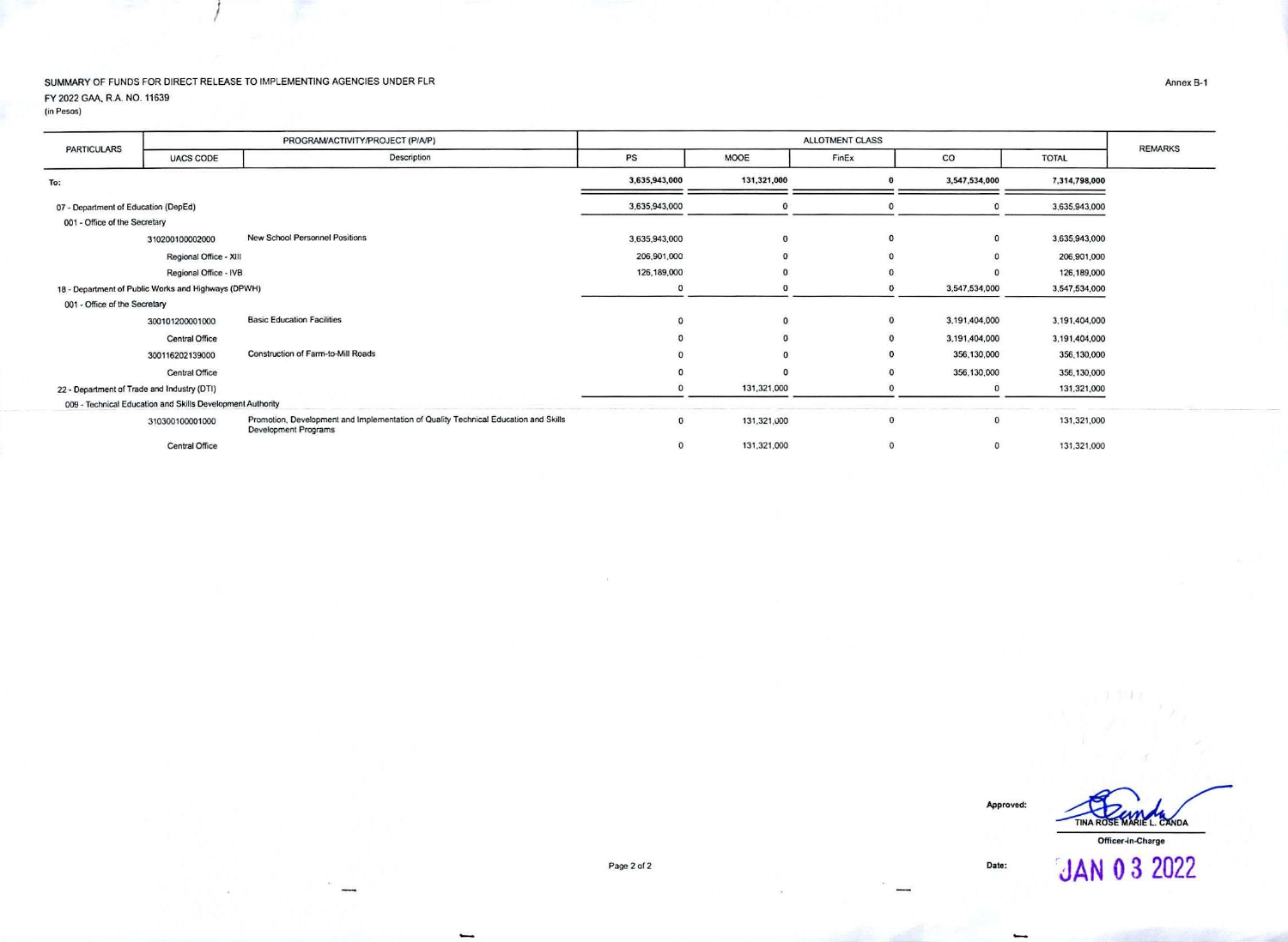SUMMARY OF FUNDS FOR DIRECT RELEASE TO IMPLEMENTING AGENCIES UNDER FLR

FY 2022 GAA, R.A. NO. 11639

(in Pesos)

Annex B-1

| PARTICULARS | PROGRAM/ACTIVITY/PROJECT (P/A/P) | | ALLOTMENT CLASS | | | | | REMARKS |
|---|---|---|---|---|---|---|---|---|
| | UACS CODE | Description | PS | MOOE | FinEx | CO | TOTAL | |
| **To:** | | | **3,635,943,000** | **131,321,000** | **0** | **3,547,534,000** | **7,314,798,000** | |
| 07 - Department of Education (DepEd) | | | 3,635,943,000 | 0 | 0 | 0 | 3,635,943,000 | |
| 001 - Office of the Secretary | | | | | | | | |
| | 310200100002000 | New School Personnel Positions | 3,635,943,000 | 0 | 0 | 0 | 3,635,943,000 | |
| | Regional Office - XIII | | 206,901,000 | 0 | 0 | 0 | 206,901,000 | |
| | Regional Office - IVB | | 126,189,000 | 0 | 0 | 0 | 126,189,000 | |
| 18 - Department of Public Works and Highways (DPWH) | | | 0 | 0 | 0 | 3,547,534,000 | 3,547,534,000 | |
| 001 - Office of the Secretary | | | | | | | | |
| | 300101200001000 | Basic Education Facilities | 0 | 0 | 0 | 3,191,404,000 | 3,191,404,000 | |
| | Central Office | | 0 | 0 | 0 | 3,191,404,000 | 3,191,404,000 | |
| | 300116202139000 | Construction of Farm-to-Mill Roads | 0 | 0 | 0 | 356,130,000 | 356,130,000 | |
| | Central Office | | 0 | 0 | 0 | 356,130,000 | 356,130,000 | |
| 22 - Department of Trade and Industry (DTI) | | | 0 | 131,321,000 | 0 | 0 | 131,321,000 | |
| 009 - Technical Education and Skills Development Authority | | | | | | | | |
| | 310300100001000 | Promotion, Development and Implementation of Quality Technical Education and Skills Development Programs | 0 | 131,321,000 | 0 | 0 | 131,321,000 | |
| | Central Office | | 0 | 131,321,000 | 0 | 0 | 131,321,000 | |

Approved:

TINA ROSE MARIE L. CANDA

Officer-in-Charge

Date: JAN 03 2022